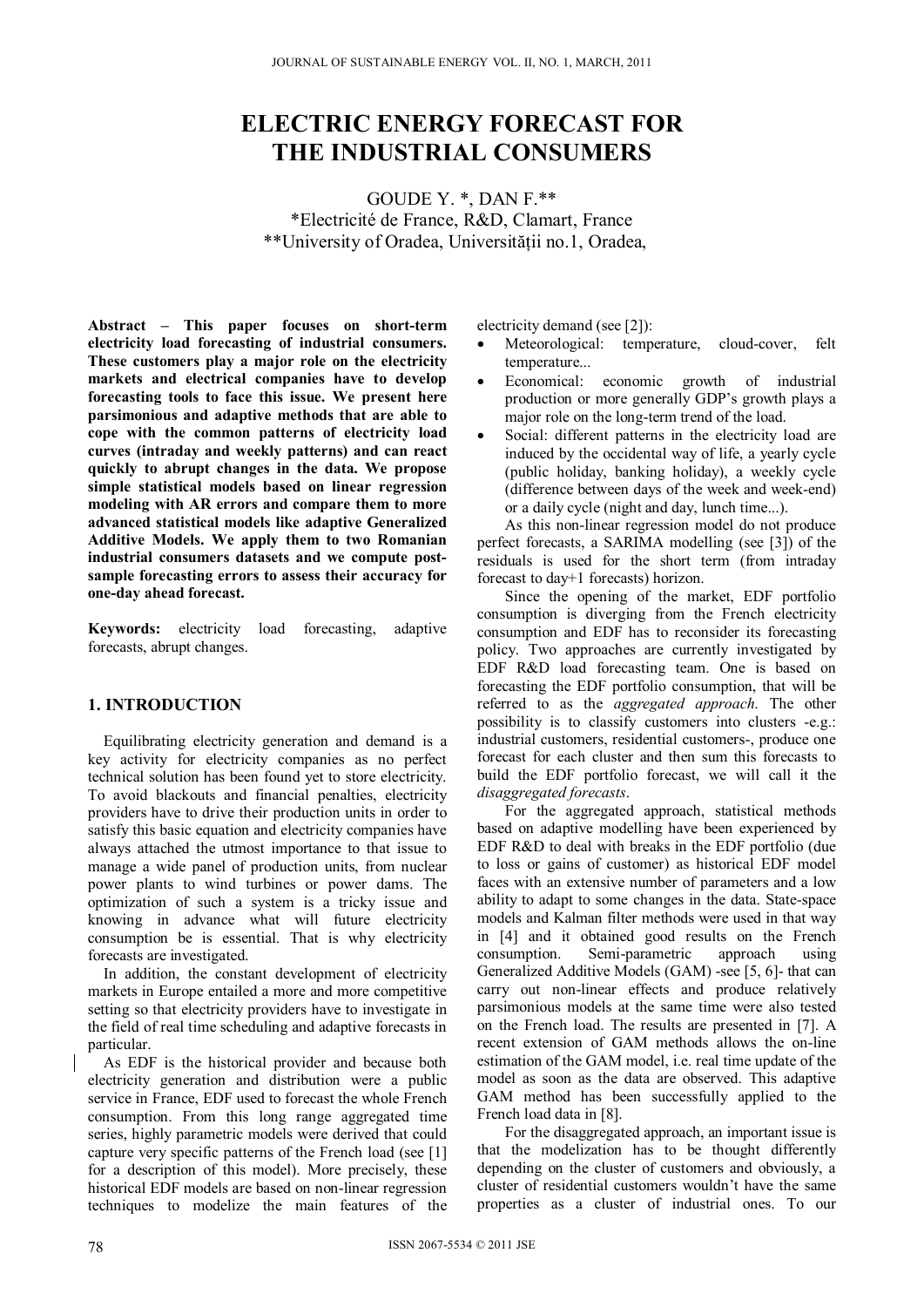# ELECTRIC ENERGY FORECAST FOR THE INDUSTRIAL CONSUMERS

GOUDE Y. *, DAN F.**

*Electricité de France, R&D, Clamart, France

**University of Oradea, Universității no.1, Oradea,

**Abstract – This paper focuses on short-term electricity load forecasting of industrial consumers. These customers play a major role on the electricity markets and electrical companies have to develop forecasting tools to face this issue. We present here parsimonious and adaptive methods that are able to cope with the common patterns of electricity load curves (intraday and weekly patterns) and can react quickly to abrupt changes in the data. We propose simple statistical models based on linear regression modeling with AR errors and compare them to more advanced statistical models like adaptive Generalized Additive Models. We apply them to two Romanian industrial consumers datasets and we compute post-sample forecasting errors to assess their accuracy for one-day ahead forecast.**

**Keywords:** electricity load forecasting, adaptive forecasts, abrupt changes.

## 1. INTRODUCTION

Equilibrating electricity generation and demand is a key activity for electricity companies as no perfect technical solution has been found yet to store electricity. To avoid blackouts and financial penalties, electricity providers have to drive their production units in order to satisfy this basic equation and electricity companies have always attached the utmost importance to that issue to manage a wide panel of production units, from nuclear power plants to wind turbines or power dams. The optimization of such a system is a tricky issue and knowing in advance what will future electricity consumption be is essential. That is why electricity forecasts are investigated.

In addition, the constant development of electricity markets in Europe entailed a more and more competitive setting so that electricity providers have to investigate in the field of real time scheduling and adaptive forecasts in particular.

As EDF is the historical provider and because both electricity generation and distribution were a public service in France, EDF used to forecast the whole French consumption. From this long range aggregated time series, highly parametric models were derived that could capture very specific patterns of the French load (see [1] for a description of this model). More precisely, these historical EDF models are based on non-linear regression techniques to modelize the main features of the electricity demand (see [2]):

- Meteorological: temperature, cloud-cover, felt temperature...
- Economical: economic growth of industrial production or more generally GDP's growth plays a major role on the long-term trend of the load.
- Social: different patterns in the electricity load are induced by the occidental way of life, a yearly cycle (public holiday, banking holiday), a weekly cycle (difference between days of the week and week-end) or a daily cycle (night and day, lunch time...).

As this non-linear regression model do not produce perfect forecasts, a SARIMA modelling (see [3]) of the residuals is used for the short term (from intraday forecast to day+1 forecasts) horizon.

Since the opening of the market, EDF portfolio consumption is diverging from the French electricity consumption and EDF has to reconsider its forecasting policy. Two approaches are currently investigated by EDF R&D load forecasting team. One is based on forecasting the EDF portfolio consumption, that will be referred to as the *aggregated approach*. The other possibility is to classify customers into clusters -e.g.: industrial customers, residential customers-, produce one forecast for each cluster and then sum this forecasts to build the EDF portfolio forecast, we will call it the *disaggregated forecasts*.

For the aggregated approach, statistical methods based on adaptive modelling have been experienced by EDF R&D to deal with breaks in the EDF portfolio (due to loss or gains of customer) as historical EDF model faces with an extensive number of parameters and a low ability to adapt to some changes in the data. State-space models and Kalman filter methods were used in that way in [4] and it obtained good results on the French consumption. Semi-parametric approach using Generalized Additive Models (GAM) -see [5, 6]- that can carry out non-linear effects and produce relatively parsimonious models at the same time were also tested on the French load. The results are presented in [7]. A recent extension of GAM methods allows the on-line estimation of the GAM model, i.e. real time update of the model as soon as the data are observed. This adaptive GAM method has been successfully applied to the French load data in [8].

For the disaggregated approach, an important issue is that the modelization has to be thought differently depending on the cluster of customers and obviously, a cluster of residential customers wouldn't have the same properties as a cluster of industrial ones. To our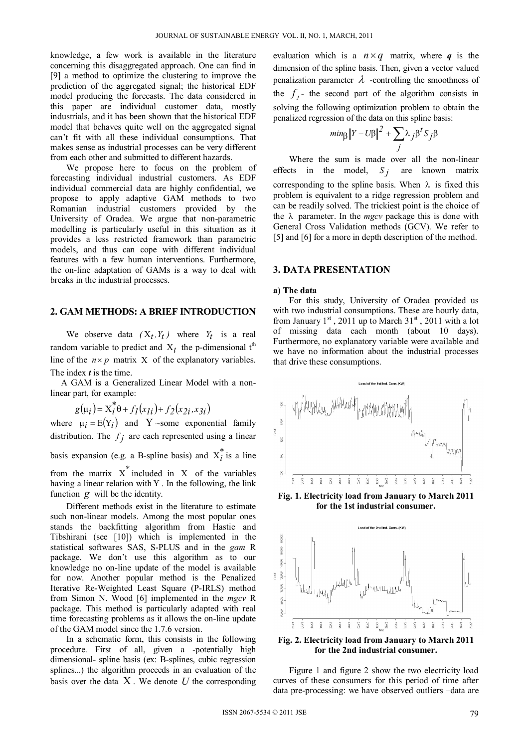knowledge, a few work is available in the literature concerning this disaggregated approach. One can find in [9] a method to optimize the clustering to improve the prediction of the aggregated signal; the historical EDF model producing the forecasts. The data considered in this paper are individual customer data, mostly industrials, and it has been shown that the historical EDF model that behaves quite well on the aggregated signal can't fit with all these individual consumptions. That makes sense as industrial processes can be very different from each other and submitted to different hazards.

We propose here to focus on the problem of forecasting individual industrial customers. As EDF individual commercial data are highly confidential, we propose to apply adaptive GAM methods to two Romanian industrial customers provided by the University of Oradea. We argue that non-parametric modelling is particularly useful in this situation as it provides a less restricted framework than parametric models, and thus can cope with different individual features with a few human interventions. Furthermore, the on-line adaptation of GAMs is a way to deal with breaks in the industrial processes.

## 2. GAM METHODS: A BRIEF INTRODUCTION

We observe data $(X_t, Y_t)$ where $Y_t$ is a real random variable to predict and $X_t$ the p-dimensional t[th] line of the $n \times p$ matrix $X$ of the explanatory variables. The index *t* is the time.

A GAM is a Generalized Linear Model with a non-linear part, for example:

$$g(\mu_i) = X_i^* \theta + f_1(x_{1i}) + f_2(x_{2i}, x_{3i})$$

where $\mu_i = E(Y_i)$ and $Y$ ~some exponential family distribution. The $f_j$ are each represented using a linear basis expansion (e.g. a B-spline basis) and $X_i^*$ is a line from the matrix $X^*$ included in $X$ of the variables having a linear relation with Y. In the following, the link function $g$ will be the identity.

Different methods exist in the literature to estimate such non-linear models. Among the most popular ones stands the backfitting algorithm from Hastie and Tibshirani (see [10]) which is implemented in the statistical softwares SAS, S-PLUS and in the *gam* R package. We don't use this algorithm as to our knowledge no on-line update of the model is available for now. Another popular method is the Penalized Iterative Re-Weighted Least Square (P-IRLS) method from Simon N. Wood [6] implemented in the *mgcv* R package. This method is particularly adapted with real time forecasting problems as it allows the on-line update of the GAM model since the 1.7.6 version.

In a schematic form, this consists in the following procedure. First of all, given a -potentially high dimensional- spline basis (ex: B-splines, cubic regression splines...) the algorithm proceeds in an evaluation of the basis over the data $X$. We denote $U$ the corresponding evaluation which is a $n \times q$ matrix, where $q$ is the dimension of the spline basis. Then, given a vector valued penalization parameter $\lambda$ -controlling the smoothness of the $f_j$- the second part of the algorithm consists in solving the following optimization problem to obtain the penalized regression of the data on this spline basis:

$$min_{\beta} \|Y - U\beta\|^2 + \sum_j \lambda_j \beta^t S_j \beta$$

Where the sum is made over all the non-linear effects in the model, $S_j$ are known matrix corresponding to the spline basis. When $\lambda$ is fixed this problem is equivalent to a ridge regression problem and can be readily solved. The trickiest point is the choice of the $\lambda$ parameter. In the *mgcv* package this is done with General Cross Validation methods (GCV). We refer to [5] and [6] for a more in depth description of the method.

## 3. DATA PRESENTATION

### a) The data

For this study, University of Oradea provided us with two industrial consumptions. These are hourly data, from January 1[st], 2011 up to March 31[st], 2011 with a lot of missing data each month (about 10 days). Furthermore, no explanatory variable were available and we have no information about the industrial processes that drive these consumptions.

**Fig. 1. Electricity load from January to March 2011 for the 1st industrial consumer.**

**Fig. 2. Electricity load from January to March 2011 for the 2nd industrial consumer.**

Figure 1 and figure 2 show the two electricity load curves of these consumers for this period of time after data pre-processing: we have observed outliers –data are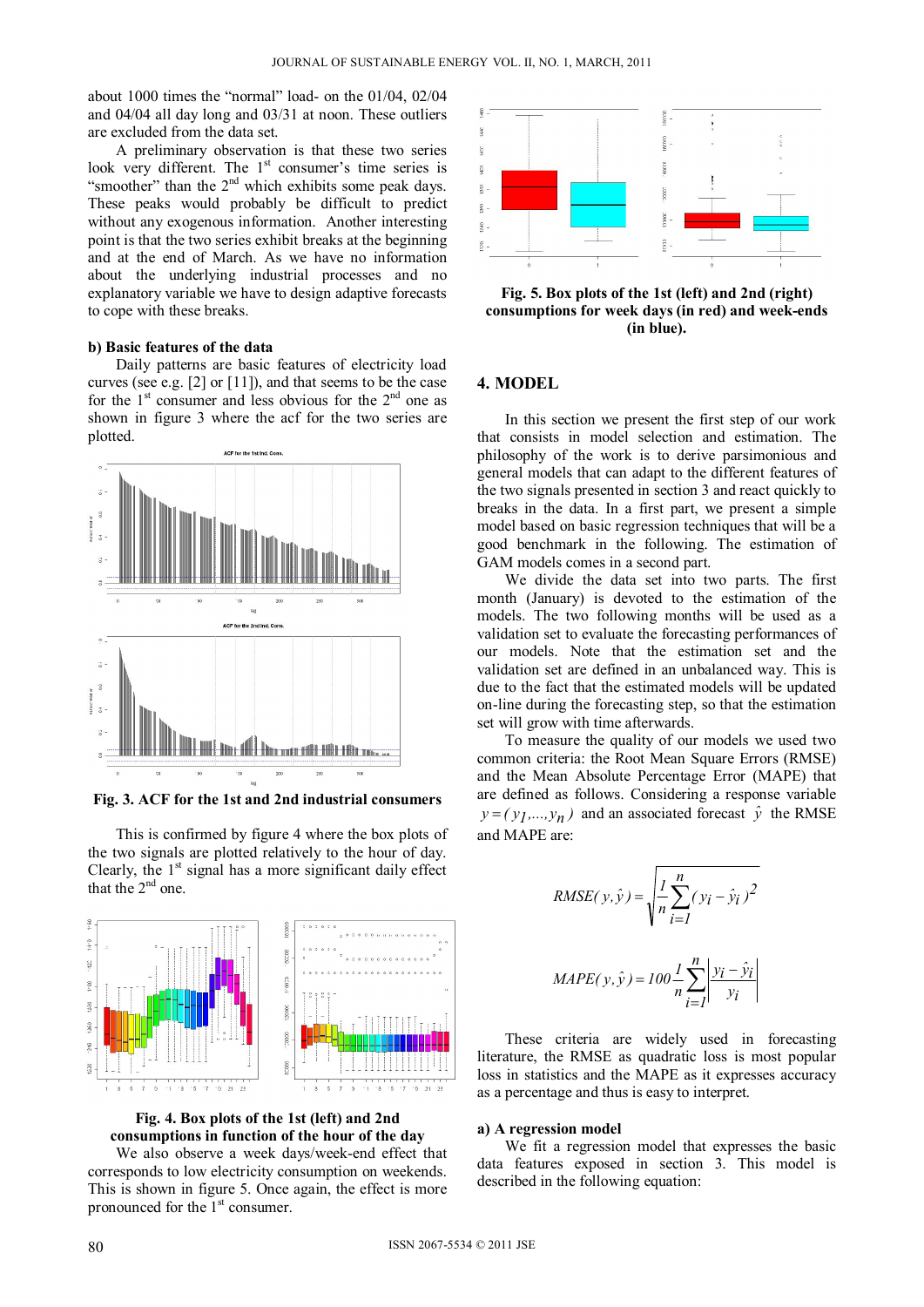about 1000 times the "normal" load- on the 01/04, 02/04 and 04/04 all day long and 03/31 at noon. These outliers are excluded from the data set.

A preliminary observation is that these two series look very different. The 1st consumer's time series is "smoother" than the 2nd which exhibits some peak days. These peaks would probably be difficult to predict without any exogenous information. Another interesting point is that the two series exhibit breaks at the beginning and at the end of March. As we have no information about the underlying industrial processes and no explanatory variable we have to design adaptive forecasts to cope with these breaks.

**b) Basic features of the data**

Daily patterns are basic features of electricity load curves (see e.g. [2] or [11]), and that seems to be the case for the 1st consumer and less obvious for the 2nd one as shown in figure 3 where the acf for the two series are plotted.

**Fig. 3. ACF for the 1st and 2nd industrial consumers**

This is confirmed by figure 4 where the box plots of the two signals are plotted relatively to the hour of day. Clearly, the 1st signal has a more significant daily effect that the 2nd one.

**Fig. 4. Box plots of the 1st (left) and 2nd consumptions in function of the hour of the day**

We also observe a week days/week-end effect that corresponds to low electricity consumption on weekends. This is shown in figure 5. Once again, the effect is more pronounced for the 1st consumer.

**Fig. 5. Box plots of the 1st (left) and 2nd (right) consumptions for week days (in red) and week-ends (in blue).**

## 4. MODEL

In this section we present the first step of our work that consists in model selection and estimation. The philosophy of the work is to derive parsimonious and general models that can adapt to the different features of the two signals presented in section 3 and react quickly to breaks in the data. In a first part, we present a simple model based on basic regression techniques that will be a good benchmark in the following. The estimation of GAM models comes in a second part.

We divide the data set into two parts. The first month (January) is devoted to the estimation of the models. The two following months will be used as a validation set to evaluate the forecasting performances of our models. Note that the estimation set and the validation set are defined in an unbalanced way. This is due to the fact that the estimated models will be updated on-line during the forecasting step, so that the estimation set will grow with time afterwards.

To measure the quality of our models we used two common criteria: the Root Mean Square Errors (RMSE) and the Mean Absolute Percentage Error (MAPE) that are defined as follows. Considering a response variable $y = (y_1,...,y_n)$ and an associated forecast $\hat{y}$ the RMSE and MAPE are:

$$RMSE(y,\hat{y}) = \sqrt{\frac{1}{n}\sum_{i=1}^{n}(y_i - \hat{y}_i)^2}$$

$$MAPE(y,\hat{y}) = 100\frac{1}{n}\sum_{i=1}^{n}\left|\frac{y_i - \hat{y}_i}{y_i}\right|$$

These criteria are widely used in forecasting literature, the RMSE as quadratic loss is most popular loss in statistics and the MAPE as it expresses accuracy as a percentage and thus is easy to interpret.

**a) A regression model**

We fit a regression model that expresses the basic data features exposed in section 3. This model is described in the following equation: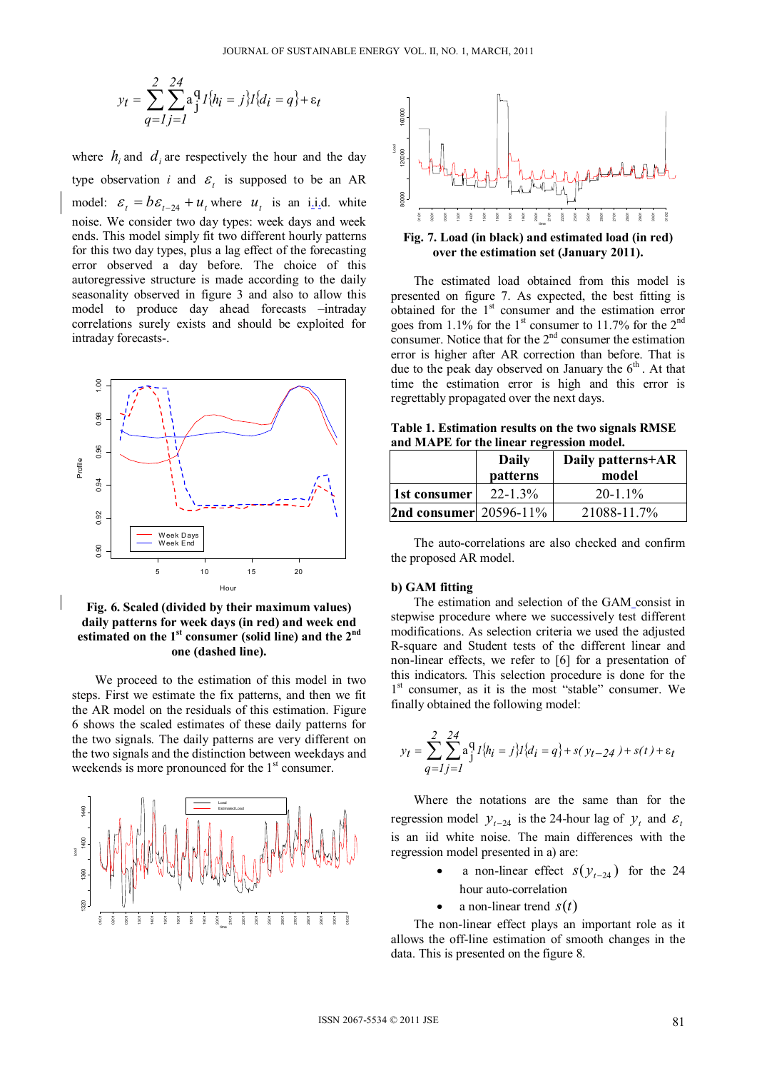$$y_t = \sum_{q=1}^{2}\sum_{j=1}^{24} a_j^q \, 1\{h_i = j\} 1\{d_i = q\} + \varepsilon_t$$

where $h_i$ and $d_i$ are respectively the hour and the day type observation $i$ and $\varepsilon_t$ is supposed to be an AR model: $\varepsilon_t = b\varepsilon_{t-24} + u_t$ where $u_t$ is an i.i.d. white noise. We consider two day types: week days and week ends. This model simply fit two different hourly patterns for this two day types, plus a lag effect of the forecasting error observed a day before. The choice of this autoregressive structure is made according to the daily seasonality observed in figure 3 and also to allow this model to produce day ahead forecasts –intraday correlations surely exists and should be exploited for intraday forecasts-.

**Fig. 6. Scaled (divided by their maximum values) daily patterns for week days (in red) and week end estimated on the 1st consumer (solid line) and the 2nd one (dashed line).**

We proceed to the estimation of this model in two steps. First we estimate the fix patterns, and then we fit the AR model on the residuals of this estimation. Figure 6 shows the scaled estimates of these daily patterns for the two signals. The daily patterns are very different on the two signals and the distinction between weekdays and weekends is more pronounced for the 1st consumer.

**Fig. 7. Load (in black) and estimated load (in red) over the estimation set (January 2011).**

The estimated load obtained from this model is presented on figure 7. As expected, the best fitting is obtained for the 1st consumer and the estimation error goes from 1.1% for the 1st consumer to 11.7% for the 2nd consumer. Notice that for the 2nd consumer the estimation error is higher after AR correction than before. That is due to the peak day observed on January the 6th. At that time the estimation error is high and this error is regrettably propagated over the next days.

**Table 1. Estimation results on the two signals RMSE and MAPE for the linear regression model.**

| | Daily patterns | Daily patterns+AR model |
|---|---|---|
| 1st consumer | 22-1.3% | 20-1.1% |
| 2nd consumer | 20596-11% | 21088-11.7% |

The auto-correlations are also checked and confirm the proposed AR model.

### b) GAM fitting

The estimation and selection of the GAM consist in stepwise procedure where we successively test different modifications. As selection criteria we used the adjusted R-square and Student tests of the different linear and non-linear effects, we refer to [6] for a presentation of this indicators. This selection procedure is done for the 1st consumer, as it is the most "stable" consumer. We finally obtained the following model:

$$y_t = \sum_{q=1}^{2}\sum_{j=1}^{24} a_j^q \, 1\{h_i = j\} 1\{d_i = q\} + s(y_{t-24}) + s(t) + \varepsilon_t$$

Where the notations are the same than for the regression model $y_{t-24}$ is the 24-hour lag of $y_t$ and $\varepsilon_t$ is an iid white noise. The main differences with the regression model presented in a) are:

- a non-linear effect $s(y_{t-24})$ for the 24 hour auto-correlation
- a non-linear trend $s(t)$

The non-linear effect plays an important role as it allows the off-line estimation of smooth changes in the data. This is presented on the figure 8.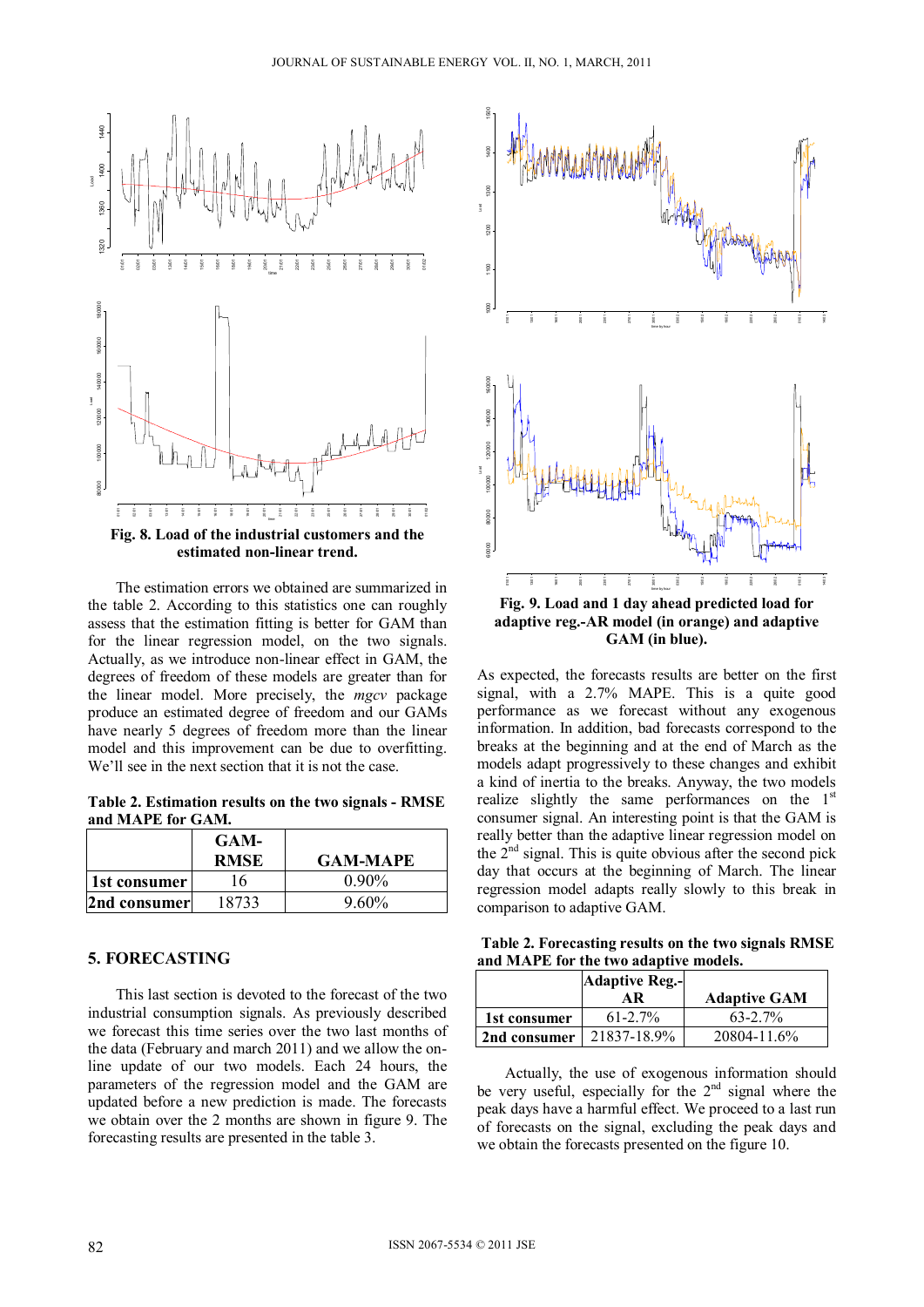Fig. 8. Load of the industrial customers and the estimated non-linear trend.

The estimation errors we obtained are summarized in the table 2. According to this statistics one can roughly assess that the estimation fitting is better for GAM than for the linear regression model, on the two signals. Actually, as we introduce non-linear effect in GAM, the degrees of freedom of these models are greater than for the linear model. More precisely, the *mgcv* package produce an estimated degree of freedom and our GAMs have nearly 5 degrees of freedom more than the linear model and this improvement can be due to overfitting. We'll see in the next section that it is not the case.

**Table 2. Estimation results on the two signals - RMSE and MAPE for GAM.**

| | GAM-RMSE | GAM-MAPE |
|---|---|---|
| 1st consumer | 16 | 0.90% |
| 2nd consumer | 18733 | 9.60% |

## 5. FORECASTING

This last section is devoted to the forecast of the two industrial consumption signals. As previously described we forecast this time series over the two last months of the data (February and march 2011) and we allow the on-line update of our two models. Each 24 hours, the parameters of the regression model and the GAM are updated before a new prediction is made. The forecasts we obtain over the 2 months are shown in figure 9. The forecasting results are presented in the table 3.

Fig. 9. Load and 1 day ahead predicted load for adaptive reg.-AR model (in orange) and adaptive GAM (in blue).

As expected, the forecasts results are better on the first signal, with a 2.7% MAPE. This is a quite good performance as we forecast without any exogenous information. In addition, bad forecasts correspond to the breaks at the beginning and at the end of March as the models adapt progressively to these changes and exhibit a kind of inertia to the breaks. Anyway, the two models realize slightly the same performances on the 1st consumer signal. An interesting point is that the GAM is really better than the adaptive linear regression model on the 2nd signal. This is quite obvious after the second pick day that occurs at the beginning of March. The linear regression model adapts really slowly to this break in comparison to adaptive GAM.

**Table 2. Forecasting results on the two signals RMSE and MAPE for the two adaptive models.**

| | Adaptive Reg.-AR | Adaptive GAM |
|---|---|---|
| 1st consumer | 61-2.7% | 63-2.7% |
| 2nd consumer | 21837-18.9% | 20804-11.6% |

Actually, the use of exogenous information should be very useful, especially for the 2nd signal where the peak days have a harmful effect. We proceed to a last run of forecasts on the signal, excluding the peak days and we obtain the forecasts presented on the figure 10.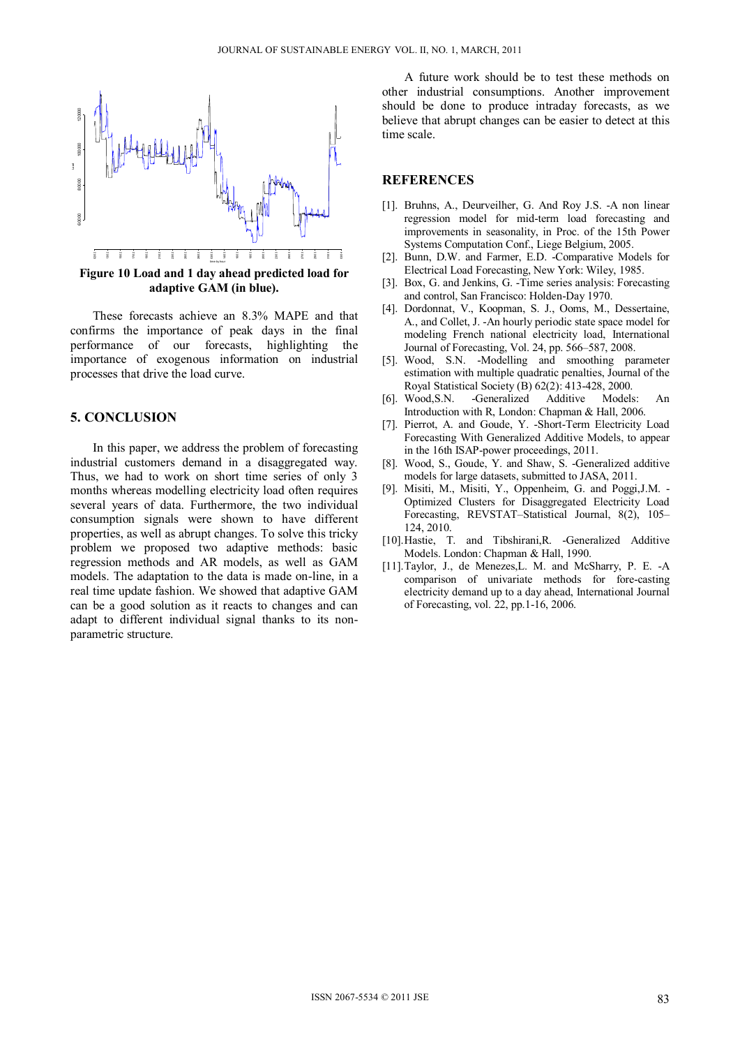120000

100000

80000

60000

Load

time by hour

**Figure 10 Load and 1 day ahead predicted load for adaptive GAM (in blue).**

These forecasts achieve an 8.3% MAPE and that confirms the importance of peak days in the final performance of our forecasts, highlighting the importance of exogenous information on industrial processes that drive the load curve.

## 5. CONCLUSION

In this paper, we address the problem of forecasting industrial customers demand in a disaggregated way. Thus, we had to work on short time series of only 3 months whereas modelling electricity load often requires several years of data. Furthermore, the two individual consumption signals were shown to have different properties, as well as abrupt changes. To solve this tricky problem we proposed two adaptive methods: basic regression methods and AR models, as well as GAM models. The adaptation to the data is made on-line, in a real time update fashion. We showed that adaptive GAM can be a good solution as it reacts to changes and can adapt to different individual signal thanks to its non-parametric structure.

A future work should be to test these methods on other industrial consumptions. Another improvement should be done to produce intraday forecasts, as we believe that abrupt changes can be easier to detect at this time scale.

## REFERENCES

[1]. Bruhns, A., Deurveilher, G. And Roy J.S. -A non linear regression model for mid-term load forecasting and improvements in seasonality, in Proc. of the 15th Power Systems Computation Conf., Liege Belgium, 2005.

[2]. Bunn, D.W. and Farmer, E.D. -Comparative Models for Electrical Load Forecasting, New York: Wiley, 1985.

[3]. Box, G. and Jenkins, G. -Time series analysis: Forecasting and control, San Francisco: Holden-Day 1970.

[4]. Dordonnat, V., Koopman, S. J., Ooms, M., Dessertaine, A., and Collet, J. -An hourly periodic state space model for modeling French national electricity load, International Journal of Forecasting, Vol. 24, pp. 566–587, 2008.

[5]. Wood, S.N. -Modelling and smoothing parameter estimation with multiple quadratic penalties, Journal of the Royal Statistical Society (B) 62(2): 413-428, 2000.

[6]. Wood,S.N. -Generalized Additive Models: An Introduction with R, London: Chapman & Hall, 2006.

[7]. Pierrot, A. and Goude, Y. -Short-Term Electricity Load Forecasting With Generalized Additive Models, to appear in the 16th ISAP-power proceedings, 2011.

[8]. Wood, S., Goude, Y. and Shaw, S. -Generalized additive models for large datasets, submitted to JASA, 2011.

[9]. Misiti, M., Misiti, Y., Oppenheim, G. and Poggi,J.M. -Optimized Clusters for Disaggregated Electricity Load Forecasting, REVSTAT–Statistical Journal, 8(2), 105–124, 2010.

[10]. Hastie, T. and Tibshirani,R. -Generalized Additive Models. London: Chapman & Hall, 1990.

[11]. Taylor, J., de Menezes,L. M. and McSharry, P. E. -A comparison of univariate methods for fore-casting electricity demand up to a day ahead, International Journal of Forecasting, vol. 22, pp.1-16, 2006.